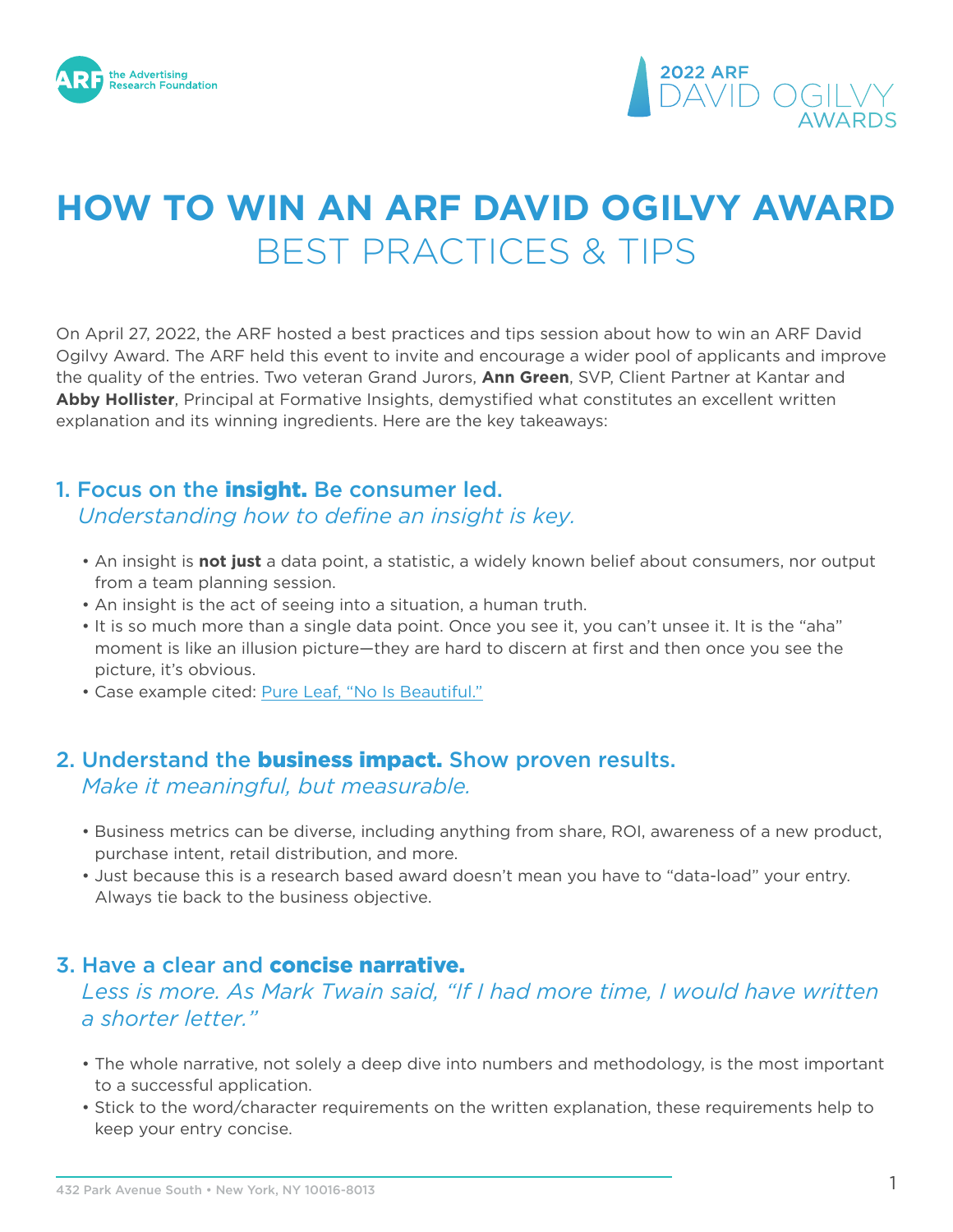# HOW TO WIN AN ARF DAVID OGILVY AWARD
## BEST PRACTICES & TIPS

On April 27, 2022, the ARF hosted a best practices and tips session about how to win an ARF David Ogilvy Award. The ARF held this event to invite and encourage a wider pool of applicants and improve the quality of the entries. Two veteran Grand Jurors, **Ann Green**, SVP, Client Partner at Kantar and **Abby Hollister**, Principal at Formative Insights, demystified what constitutes an excellent written explanation and its winning ingredients. Here are the key takeaways:

### 1. Focus on the **insight.** Be consumer led.
*Understanding how to define an insight is key.*

- An insight is **not just** a data point, a statistic, a widely known belief about consumers, nor output from a team planning session.
- An insight is the act of seeing into a situation, a human truth.
- It is so much more than a single data point. Once you see it, you can't unsee it. It is the "aha" moment is like an illusion picture—they are hard to discern at first and then once you see the picture, it's obvious.
- Case example cited: Pure Leaf, "No Is Beautiful."

### 2. Understand the **business impact.** Show proven results.
*Make it meaningful, but measurable.*

- Business metrics can be diverse, including anything from share, ROI, awareness of a new product, purchase intent, retail distribution, and more.
- Just because this is a research based award doesn't mean you have to "data-load" your entry. Always tie back to the business objective.

### 3. Have a clear and **concise narrative.**
*Less is more. As Mark Twain said, "If I had more time, I would have written a shorter letter."*

- The whole narrative, not solely a deep dive into numbers and methodology, is the most important to a successful application.
- Stick to the word/character requirements on the written explanation, these requirements help to keep your entry concise.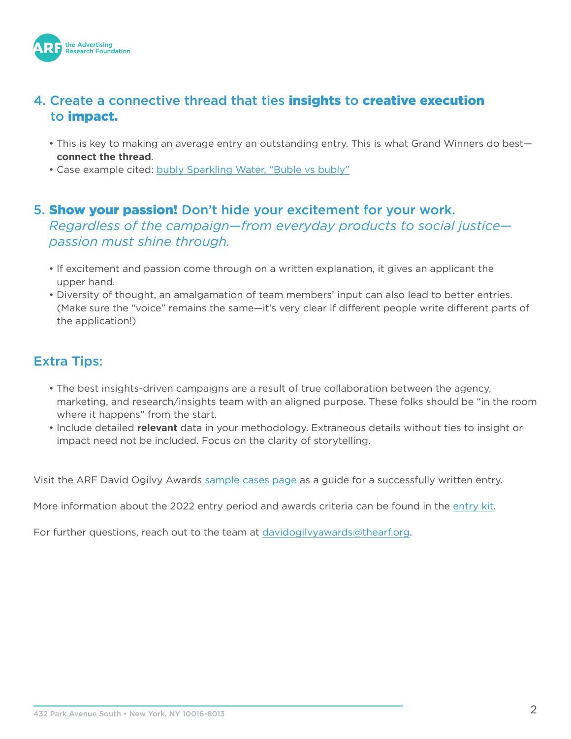## 4. Create a connective thread that ties **insights** to **creative execution** to **impact.**

- This is key to making an average entry an outstanding entry. This is what Grand Winners do best—**connect the thread**.
- Case example cited: bubly Sparkling Water, "Buble vs bubly"

## 5. **Show your passion!** Don't hide your excitement for your work. *Regardless of the campaign—from everyday products to social justice—passion must shine through.*

- If excitement and passion come through on a written explanation, it gives an applicant the upper hand.
- Diversity of thought, an amalgamation of team members' input can also lead to better entries. (Make sure the "voice" remains the same—it's very clear if different people write different parts of the application!)

## Extra Tips:

- The best insights-driven campaigns are a result of true collaboration between the agency, marketing, and research/insights team with an aligned purpose. These folks should be "in the room where it happens" from the start.
- Include detailed **relevant** data in your methodology. Extraneous details without ties to insight or impact need not be included. Focus on the clarity of storytelling.

Visit the ARF David Ogilvy Awards sample cases page as a guide for a successfully written entry.

More information about the 2022 entry period and awards criteria can be found in the entry kit.

For further questions, reach out to the team at davidogilvyawards@thearf.org.